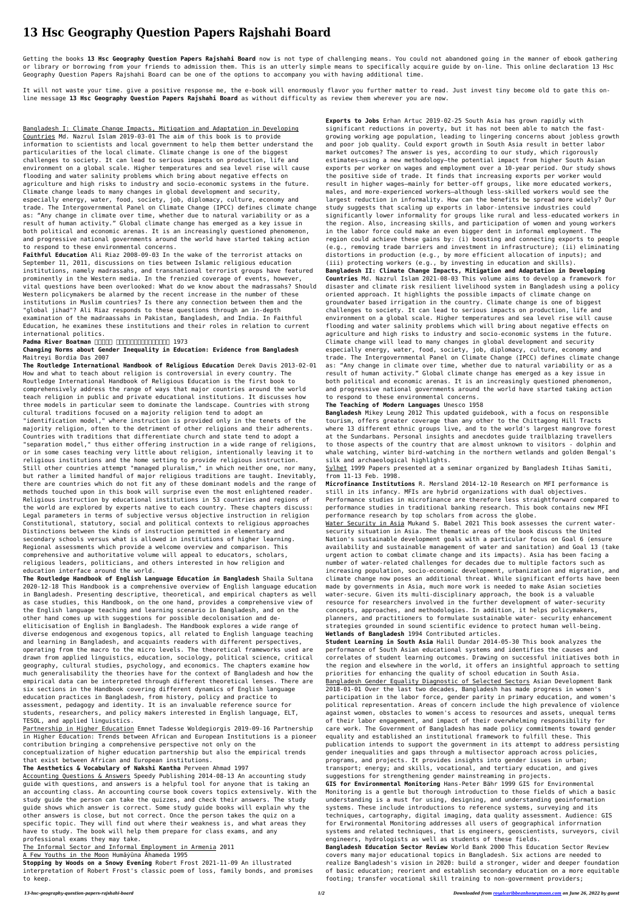# 13 Hsc Geography Question Papers Rajshahi Board

Getting the books **13 Hsc Geography Question Papers Rajshahi Board** now is not type of challenging means. You could not abandoned going in the manner of ebook gathering or library or borrowing from your friends to admission them. This is an utterly simple means to specifically acquire guide by on-line. This online declaration 13 Hsc Geography Question Papers Rajshahi Board can be one of the options to accompany you with having additional time.

It will not waste your time. give a positive response me, the e-book will enormously flavor you further matter to read. Just invest tiny become old to gate this on-line message **13 Hsc Geography Question Papers Rajshahi Board** as without difficulty as review them wherever you are now.

Bangladesh I: Climate Change Impacts, Mitigation and Adaptation in Developing Countries Md. Nazrul Islam 2019-03-01 The aim of this book is to provide information to scientists and local government to help them better understand the particularities of the local climate. Climate change is one of the biggest challenges to society. It can lead to serious impacts on production, life and environment on a global scale. Higher temperatures and sea level rise will cause flooding and water salinity problems which bring about negative effects on agriculture and high risks to industry and socio-economic systems in the future. Climate change leads to many changes in global development and security, especially energy, water, food, society, job, diplomacy, culture, economy and trade. The Intergovernmental Panel on Climate Change (IPCC) defines climate change as: "Any change in climate over time, whether due to natural variability or as a result of human activity." Global climate change has emerged as a key issue in both political and economic arenas. It is an increasingly questioned phenomenon, and progressive national governments around the world have started taking action to respond to these environmental concerns.

**Faithful Education** Ali Riaz 2008-09-03 In the wake of the terrorist attacks on September 11, 2011, discussions on ties between Islamic religious education institutions, namely madrassahs, and transnational terrorist groups have featured prominently in the Western media. In the frenzied coverage of events, however, vital questions have been overlooked: What do we know about the madrassahs? Should Western policymakers be alarmed by the recent increase in the number of these institutions in Muslim countries? Is there any connection between them and the "global jihad"? Ali Riaz responds to these questions through an in-depth examination of the madraassahs in Pakistan, Bangladesh, and India. In Faithful Education, he examines these institutions and their roles in relation to current international politics.

**Padma River Boatman** □□□□□ □□□□□□□□□□□□□□ 1973

**Changing Norms about Gender Inequality in Education: Evidence from Bangladesh** Maitreyi Bordia Das 2007

**The Routledge International Handbook of Religious Education** Derek Davis 2013-02-01 How and what to teach about religion is controversial in every country. The Routledge International Handbook of Religious Education is the first book to comprehensively address the range of ways that major countries around the world teach religion in public and private educational institutions. It discusses how three models in particular seem to dominate the landscape. Countries with strong cultural traditions focused on a majority religion tend to adopt an "identification model," where instruction is provided only in the tenets of the majority religion, often to the detriment of other religions and their adherents. Countries with traditions that differentiate church and state tend to adopt a "separation model," thus either offering instruction in a wide range of religions, or in some cases teaching very little about religion, intentionally leaving it to religious institutions and the home setting to provide religious instruction. Still other countries attempt "managed pluralism," in which neither one, nor many, but rather a limited handful of major religious traditions are taught. Inevitably, there are countries which do not fit any of these dominant models and the range of methods touched upon in this book will surprise even the most enlightened reader. Religious instruction by educational institutions in 53 countries and regions of the world are explored by experts native to each country. These chapters discuss: Legal parameters in terms of subjective versus objective instruction in religion Constitutional, statutory, social and political contexts to religious approaches Distinctions between the kinds of instruction permitted in elementary and secondary schools versus what is allowed in institutions of higher learning. Regional assessments which provide a welcome overview and comparison. This comprehensive and authoritative volume will appeal to educators, scholars, religious leaders, politicians, and others interested in how religion and education interface around the world.

**The Routledge Handbook of English Language Education in Bangladesh** Shaila Sultana 2020-12-18 This Handbook is a comprehensive overview of English language education in Bangladesh. Presenting descriptive, theoretical, and empirical chapters as well as case studies, this Handbook, on the one hand, provides a comprehensive view of the English language teaching and learning scenario in Bangladesh, and on the other hand comes up with suggestions for possible decolonisation and de-eliticisation of English in Bangladesh. The Handbook explores a wide range of diverse endogenous and exogenous topics, all related to English language teaching and learning in Bangladesh, and acquaints readers with different perspectives, operating from the macro to the micro levels. The theoretical frameworks used are drawn from applied linguistics, education, sociology, political science, critical geography, cultural studies, psychology, and economics. The chapters examine how much generalisability the theories have for the context of Bangladesh and how the empirical data can be interpreted through different theoretical lenses. There are six sections in the Handbook covering different dynamics of English language education practices in Bangladesh, from history, policy and practice to assessment, pedagogy and identity. It is an invaluable reference source for students, researchers, and policy makers interested in English language, ELT, TESOL, and applied linguistics.

Partnership in Higher Education Emnet Tadesse Woldegiorgis 2019-09-16 Partnership in Higher Education: Trends between African and European Institutions is a pioneer contribution bringing a comprehensive perspective not only on the conceptualization of higher education partnership but also the empirical trends that exist between African and European institutions.

**The Aesthetics & Vocabulary of Nakshi Kantha** Perveen Ahmad 1997

Accounting Questions & Answers Speedy Publishing 2014-08-13 An accounting study guide with questions, and answers is a helpful tool for anyone that is taking an an accounting class. An accounting course book covers topics extensively. With the study guide the person can take the quizzes, and check their answers. The study guide shows which answer is correct. Some study guide books will explain why the other answers is close, but not correct. Once the person takes the quiz on a specific topic. They will find out where their weakness is, and what areas they have to study. The book will help them prepare for class exams, and any professional exams they may take.

The Informal Sector and Informal Employment in Armenia 2011

A Few Youths in the Moon Humāyūna Āhameda 1995

**Stopping by Woods on a Snowy Evening** Robert Frost 2021-11-09 An illustrated interpretation of Robert Frost's classic poem of loss, family bonds, and promises to keep.

**Exports to Jobs** Erhan Artuc 2019-02-25 South Asia has grown rapidly with significant reductions in poverty, but it has not been able to match the fast-growing working age population, leading to lingering concerns about jobless growth and poor job quality. Could export growth in South Asia result in better labor market outcomes? The answer is yes, according to our study, which rigorously estimates—using a new methodology—the potential impact from higher South Asian exports per worker on wages and employment over a 10-year period. Our study shows the positive side of trade. It finds that increasing exports per worker would result in higher wages—mainly for better-off groups, like more educated workers, males, and more-experienced workers—although less-skilled workers would see the largest reduction in informality. How can the benefits be spread more widely? Our study suggests that scaling up exports in labor-intensive industries could significantly lower informality for groups like rural and less-educated workers in the region. Also, increasing skills, and participation of women and young workers in the labor force could make an even bigger dent in informal employment. The region could achieve these gains by: (i) boosting and connecting exports to people (e.g., removing trade barriers and investment in infrastructure); (ii) eliminating distortions in production (e.g., by more efficient allocation of inputs); and (iii) protecting workers (e.g., by investing in education and skills).

**Bangladesh II: Climate Change Impacts, Mitigation and Adaptation in Developing Countries** Md. Nazrul Islam 2021-08-03 This volume aims to develop a framework for disaster and climate risk resilient livelihood system in Bangladesh using a policy oriented approach. It highlights the possible impacts of climate change on groundwater based irrigation in the country. Climate change is one of biggest challenges to society. It can lead to serious impacts on production, life and environment on a global scale. Higher temperatures and sea level rise will cause flooding and water salinity problems which will bring about negative effects on agriculture and high risks to industry and socio-economic systems in the future. Climate change will lead to many changes in global development and security especially energy, water, food, society, job, diplomacy, culture, economy and trade. The Intergovernmental Panel on Climate Change (IPCC) defines climate change as: "Any change in climate over time, whether due to natural variability or as a result of human activity." Global climate change has emerged as a key issue in both political and economic arenas. It is an increasingly questioned phenomenon, and progressive national governments around the world have started taking action to respond to these environmental concerns.

**The Teaching of Modern Languages** Unesco 1958

**Bangladesh** Mikey Leung 2012 This updated guidebook, with a focus on responsible tourism, offers greater coverage than any other to the Chittagong Hill Tracts where 13 different ethnic groups live, and to the world's largest mangrove forest at the Sundarbans. Personal insights and anecdotes guide trailblazing travellers to those aspects of the country that are almost unknown to visitors - dolphin and whale watching, winter bird-watching in the northern wetlands and golden Bengal's silk and archaeological highlights.

Sylhet 1999 Papers presented at a seminar organized by Bangladesh Itihas Samiti, from 11-13 Feb. 1998.

**Microfinance Institutions** R. Mersland 2014-12-10 Research on MFI performance is still in its infancy. MFIs are hybrid organizations with dual objectives. Performance studies in microfinance are therefore less straightforward compared to performance studies in traditional banking research. This book contains new MFI performance research by top scholars from across the globe.

Water Security in Asia Mukand S. Babel 2021 This book assesses the current water-security situation in Asia. The thematic areas of the book discuss the United Nation's sustainable development goals with a particular focus on Goal 6 (ensure availability and sustainable management of water and sanitation) and Goal 13 (take urgent action to combat climate change and its impacts). Asia has been facing a number of water-related challenges for decades due to multiple factors such as increasing population, socio-economic development, urbanization and migration, and climate change now poses an additional threat. While significant efforts have been made by governments in Asia, much more work is needed to make Asian societies water-secure. Given its multi-disciplinary approach, the book is a valuable resource for researchers involved in the further development of water-security concepts, approaches, and methodologies. In addition, it helps policymakers, planners, and practitioners to formulate sustainable water- security enhancement strategies grounded in sound scientific evidence to protect human well-being.

**Wetlands of Bangladesh** 1994 Contributed articles.

**Student Learning in South Asia** Halil Dundar 2014-05-30 This book analyzes the performance of South Asian educational systems and identifies the causes and correlates of student learning outcomes. Drawing on successful initiatives both in the region and elsewhere in the world, it offers an insightful approach to setting priorities for enhancing the quality of school education in South Asia.

Bangladesh Gender Equality Diagnostic of Selected Sectors Asian Development Bank 2018-01-01 Over the last two decades, Bangladesh has made progress in women's participation in the labor force, gender parity in primary education, and women's political representation. Areas of concern include the high prevalence of violence against women, obstacles to women's access to resources and assets, unequal terms of their labor engagement, and impact of their overwhelming responsibility for care work. The Government of Bangladesh has made policy commitments toward gender equality and established an institutional framework to fulfill these. This publication intends to support the government in its attempt to address persisting gender inequalities and gaps through a multisector approach across policies, programs, and projects. It provides insights into gender issues in urban; transport; energy; and skills, vocational, and tertiary education, and gives suggestions for strengthening gender mainstreaming in projects.

**GIS for Environmental Monitoring** Hans-Peter Bähr 1999 GIS for Environmental Monitoring is a gentle but thorough introduction to those fields of which a basic understanding is a must for using, designing, and understanding geoinformation systems. These include introductions to reference systems, surveying and its techniques, cartography, digital imaging, data quality assessment. Audience: GIS for Enviromnental Monitoring addresses all users of geographical information systems and related techniques, that is engineers, geoscientists, surveyors, civil engineers, hydrologists as well as students of these fields.

**Bangladesh Education Sector Review** World Bank 2000 This Education Sector Review covers many major educational topics in Bangladesh. Six actions are needed to realize Bangladesh's vision in 2020: build a stronger, wider and deeper foundation of basic education; reorient and establish secondary education on a more equitable footing; transfer vocational skill training to non-government providers;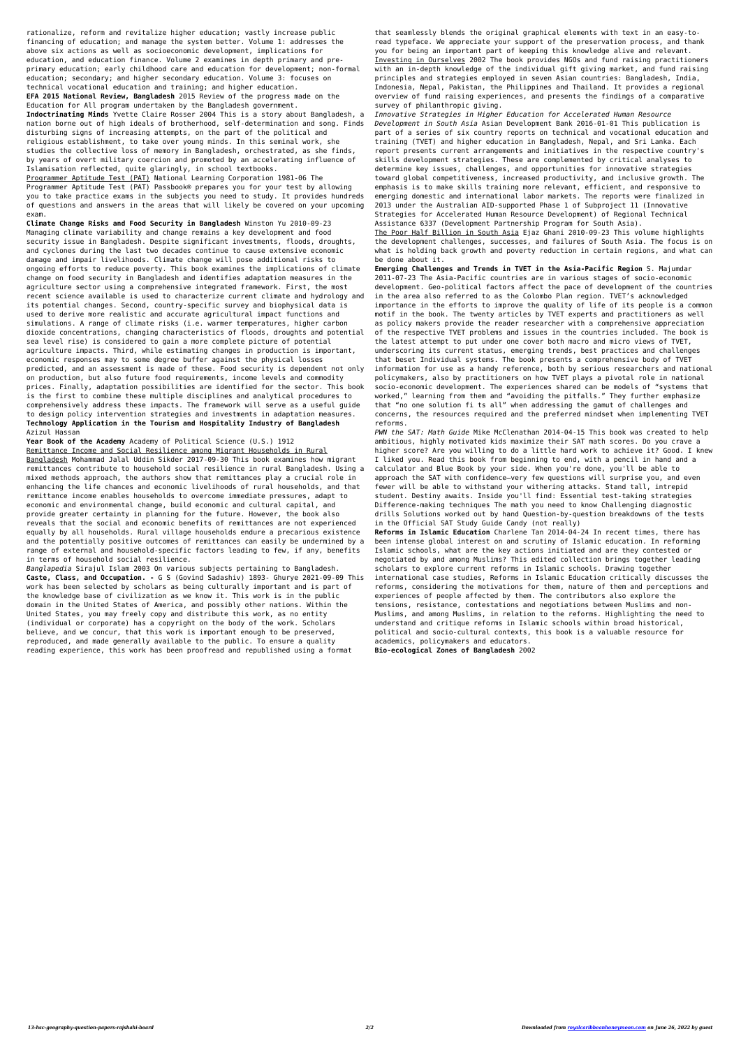rationalize, reform and revitalize higher education; vastly increase public financing of education; and manage the system better. Volume 1: addresses the above six actions as well as socioeconomic development, implications for education, and education finance. Volume 2 examines in depth primary and pre-primary education; early childhood care and education for development; non-formal education; secondary; and higher secondary education. Volume 3: focuses on technical vocational education and training; and higher education.

**EFA 2015 National Review, Bangladesh** 2015 Review of the progress made on the Education for All program undertaken by the Bangladesh government.

**Indoctrinating Minds** Yvette Claire Rosser 2004 This is a story about Bangladesh, a nation borne out of high ideals of brotherhood, self-determination and song. Finds disturbing signs of increasing attempts, on the part of the political and religious establishment, to take over young minds. In this seminal work, she studies the collective loss of memory in Bangladesh, orchestrated, as she finds, by years of overt military coercion and promoted by an accelerating influence of Islamisation reflected, quite glaringly, in school textbooks.

Programmer Aptitude Test (PAT) National Learning Corporation 1981-06 The Programmer Aptitude Test (PAT) Passbook® prepares you for your test by allowing you to take practice exams in the subjects you need to study. It provides hundreds of questions and answers in the areas that will likely be covered on your upcoming exam.

**Climate Change Risks and Food Security in Bangladesh** Winston Yu 2010-09-23 Managing climate variability and change remains a key development and food security issue in Bangladesh. Despite significant investments, floods, droughts, and cyclones during the last two decades continue to cause extensive economic damage and impair livelihoods. Climate change will pose additional risks to ongoing efforts to reduce poverty. This book examines the implications of climate change on food security in Bangladesh and identifies adaptation measures in the agriculture sector using a comprehensive integrated framework. First, the most recent science available is used to characterize current climate and hydrology and its potential changes. Second, country-specific survey and biophysical data is used to derive more realistic and accurate agricultural impact functions and simulations. A range of climate risks (i.e. warmer temperatures, higher carbon dioxide concentrations, changing characteristics of floods, droughts and potential sea level rise) is considered to gain a more complete picture of potential agriculture impacts. Third, while estimating changes in production is important, economic responses may to some degree buffer against the physical losses predicted, and an assessment is made of these. Food security is dependent not only on production, but also future food requirements, income levels and commodity prices. Finally, adaptation possibilities are identified for the sector. This book is the first to combine these multiple disciplines and analytical procedures to comprehensively address these impacts. The framework will serve as a useful guide to design policy intervention strategies and investments in adaptation measures.

**Technology Application in the Tourism and Hospitality Industry of Bangladesh** Azizul Hassan

**Year Book of the Academy** Academy of Political Science (U.S.) 1912

Remittance Income and Social Resilience among Migrant Households in Rural Bangladesh Mohammad Jalal Uddin Sikder 2017-09-30 This book examines how migrant remittances contribute to household social resilience in rural Bangladesh. Using a mixed methods approach, the authors show that remittances play a crucial role in enhancing the life chances and economic livelihoods of rural households, and that remittance income enables households to overcome immediate pressures, adapt to economic and environmental change, build economic and cultural capital, and provide greater certainty in planning for the future. However, the book also reveals that the social and economic benefits of remittances are not experienced equally by all households. Rural village households endure a precarious existence and the potentially positive outcomes of remittances can easily be undermined by a range of external and household-specific factors leading to few, if any, benefits in terms of household social resilience.

*Banglapedia* Sirajul Islam 2003 On various subjects pertaining to Bangladesh.

**Caste, Class, and Occupation. -** G S (Govind Sadashiv) 1893- Ghurye 2021-09-09 This work has been selected by scholars as being culturally important and is part of the knowledge base of civilization as we know it. This work is in the public domain in the United States of America, and possibly other nations. Within the United States, you may freely copy and distribute this work, as no entity (individual or corporate) has a copyright on the body of the work. Scholars believe, and we concur, that this work is important enough to be preserved, reproduced, and made generally available to the public. To ensure a quality reading experience, this work has been proofread and republished using a format that seamlessly blends the original graphical elements with text in an easy-to-read typeface. We appreciate your support of the preservation process, and thank you for being an important part of keeping this knowledge alive and relevant.

Investing in Ourselves 2002 The book provides NGOs and fund raising practitioners with an in-depth knowledge of the individual gift giving market, and fund raising principles and strategies employed in seven Asian countries: Bangladesh, India, Indonesia, Nepal, Pakistan, the Philippines and Thailand. It provides a regional overview of fund raising experiences, and presents the findings of a comparative survey of philanthropic giving.

*Innovative Strategies in Higher Education for Accelerated Human Resource Development in South Asia* Asian Development Bank 2016-01-01 This publication is part of a series of six country reports on technical and vocational education and training (TVET) and higher education in Bangladesh, Nepal, and Sri Lanka. Each report presents current arrangements and initiatives in the respective country's skills development strategies. These are complemented by critical analyses to determine key issues, challenges, and opportunities for innovative strategies toward global competitiveness, increased productivity, and inclusive growth. The emphasis is to make skills training more relevant, efficient, and responsive to emerging domestic and international labor markets. The reports were finalized in 2013 under the Australian AID-supported Phase 1 of Subproject 11 (Innovative Strategies for Accelerated Human Resource Development) of Regional Technical Assistance 6337 (Development Partnership Program for South Asia).

The Poor Half Billion in South Asia Ejaz Ghani 2010-09-23 This volume highlights the development challenges, successes, and failures of South Asia. The focus is on what is holding back growth and poverty reduction in certain regions, and what can be done about it.

**Emerging Challenges and Trends in TVET in the Asia-Pacific Region** S. Majumdar 2011-07-23 The Asia-Pacific countries are in various stages of socio-economic development. Geo-political factors affect the pace of development of the countries in the area also referred to as the Colombo Plan region. TVET's acknowledged importance in the efforts to improve the quality of life of its people is a common motif in the book. The twenty articles by TVET experts and practitioners as well as policy makers provide the reader researcher with a comprehensive appreciation of the respective TVET problems and issues in the countries included. The book is the latest attempt to put under one cover both macro and micro views of TVET, underscoring its current status, emerging trends, best practices and challenges that beset Individual systems. The book presents a comprehensive body of TVET information for use as a handy reference, both by serious researchers and national policymakers, also by practitioners on how TVET plays a pivotal role in national socio-economic development. The experiences shared can be models of "systems that worked," learning from them and "avoiding the pitfalls." They further emphasize that "no one solution fi ts all" when addressing the gamut of challenges and concerns, the resources required and the preferred mindset when implementing TVET reforms.

*PWN the SAT: Math Guide* Mike McClenathan 2014-04-15 This book was created to help ambitious, highly motivated kids maximize their SAT math scores. Do you crave a higher score? Are you willing to do a little hard work to achieve it? Good. I knew I liked you. Read this book from beginning to end, with a pencil in hand and a calculator and Blue Book by your side. When you're done, you'll be able to approach the SAT with confidence—very few questions will surprise you, and even fewer will be able to withstand your withering attacks. Stand tall, intrepid student. Destiny awaits. Inside you'll find: Essential test-taking strategies Difference-making techniques The math you need to know Challenging diagnostic drills Solutions worked out by hand Question-by-question breakdowns of the tests in the Official SAT Study Guide Candy (not really)

**Reforms in Islamic Education** Charlene Tan 2014-04-24 In recent times, there has been intense global interest on and scrutiny of Islamic education. In reforming Islamic schools, what are the key actions initiated and are they contested or negotiated by and among Muslims? This edited collection brings together leading scholars to explore current reforms in Islamic schools. Drawing together international case studies, Reforms in Islamic Education critically discusses the reforms, considering the motivations for them, nature of them and perceptions and experiences of people affected by them. The contributors also explore the tensions, resistance, contestations and negotiations between Muslims and non-Muslims, and among Muslims, in relation to the reforms. Highlighting the need to understand and critique reforms in Islamic schools within broad historical, political and socio-cultural contexts, this book is a valuable resource for academics, policymakers and educators.

**Bio-ecological Zones of Bangladesh** 2002